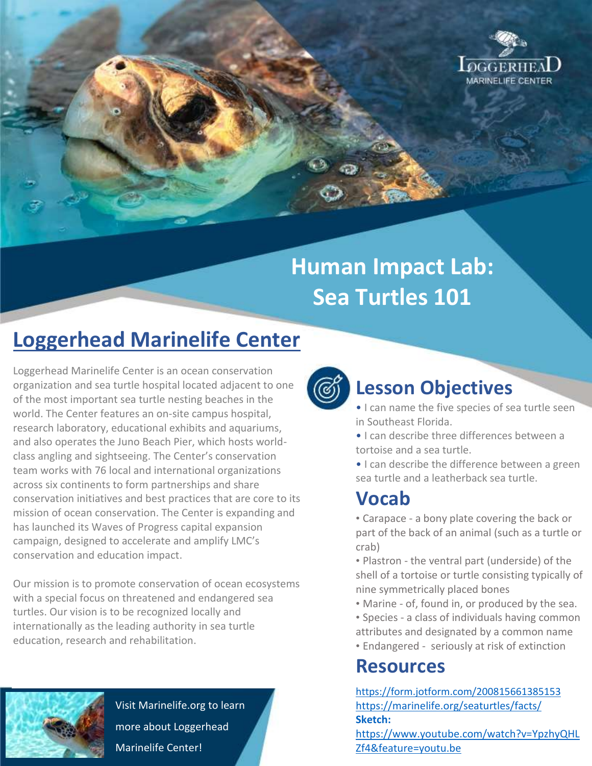LOGGERHEAD MARINELIFE CENTER

# Human Impact Lab: Sea Turtles 101

## Loggerhead Marinelife Center

Loggerhead Marinelife Center is an ocean conservation organization and sea turtle hospital located adjacent to one of the most important sea turtle nesting beaches in the world. The Center features an on-site campus hospital, research laboratory, educational exhibits and aquariums, and also operates the Juno Beach Pier, which hosts world-class angling and sightseeing. The Center's conservation team works with 76 local and international organizations across six continents to form partnerships and share conservation initiatives and best practices that are core to its mission of ocean conservation. The Center is expanding and has launched its Waves of Progress capital expansion campaign, designed to accelerate and amplify LMC's conservation and education impact.

Our mission is to promote conservation of ocean ecosystems with a special focus on threatened and endangered sea turtles. Our vision is to be recognized locally and internationally as the leading authority in sea turtle education, research and rehabilitation.

Visit Marinelife.org to learn more about Loggerhead Marinelife Center!

## Lesson Objectives

- I can name the five species of sea turtle seen in Southeast Florida.
- I can describe three differences between a tortoise and a sea turtle.
- I can describe the difference between a green sea turtle and a leatherback sea turtle.

## Vocab

- Carapace - a bony plate covering the back or part of the back of an animal (such as a turtle or crab)
- Plastron - the ventral part (underside) of the shell of a tortoise or turtle consisting typically of nine symmetrically placed bones
- Marine - of, found in, or produced by the sea.
- Species - a class of individuals having common attributes and designated by a common name
- Endangered - seriously at risk of extinction

## Resources

https://form.jotform.com/200815661385153
https://marinelife.org/seaturtles/facts/
**Sketch:**
https://www.youtube.com/watch?v=YpzhyQHLZf4&feature=youtu.be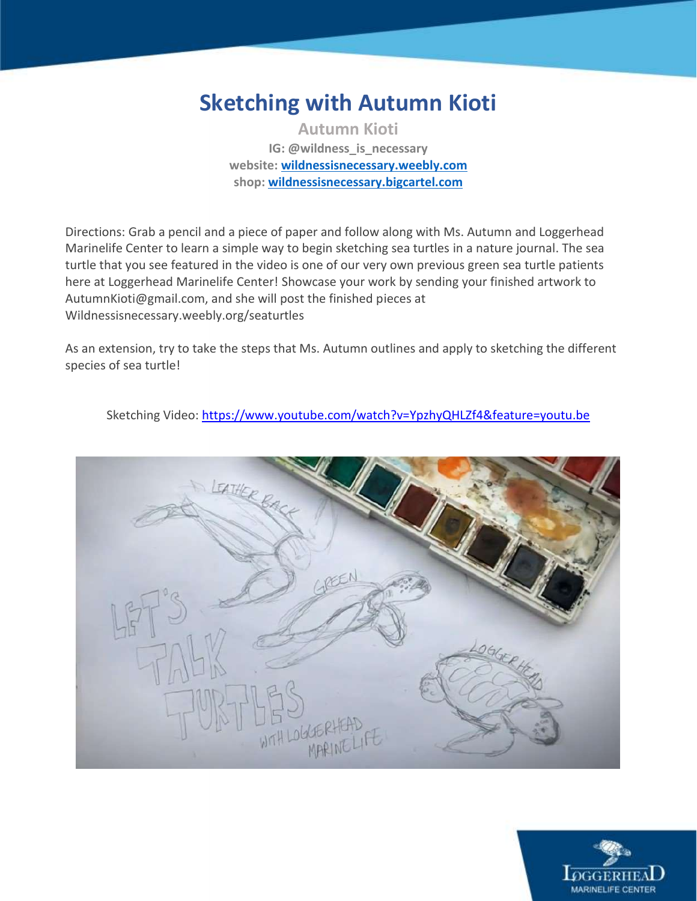# Sketching with Autumn Kioti

**Autumn Kioti**

**IG: @wildness_is_necessary**

**website: [wildnessisnecessary.weebly.com](wildnessisnecessary.weebly.com)**

**shop: [wildnessisnecessary.bigcartel.com](wildnessisnecessary.bigcartel.com)**

Directions: Grab a pencil and a piece of paper and follow along with Ms. Autumn and Loggerhead Marinelife Center to learn a simple way to begin sketching sea turtles in a nature journal. The sea turtle that you see featured in the video is one of our very own previous green sea turtle patients here at Loggerhead Marinelife Center! Showcase your work by sending your finished artwork to AutumnKioti@gmail.com, and she will post the finished pieces at Wildnessisnecessary.weebly.org/seaturtles

As an extension, try to take the steps that Ms. Autumn outlines and apply to sketching the different species of sea turtle!

Sketching Video: [https://www.youtube.com/watch?v=YpzhyQHLZf4&feature=youtu.be](https://www.youtube.com/watch?v=YpzhyQHLZf4&feature=youtu.be)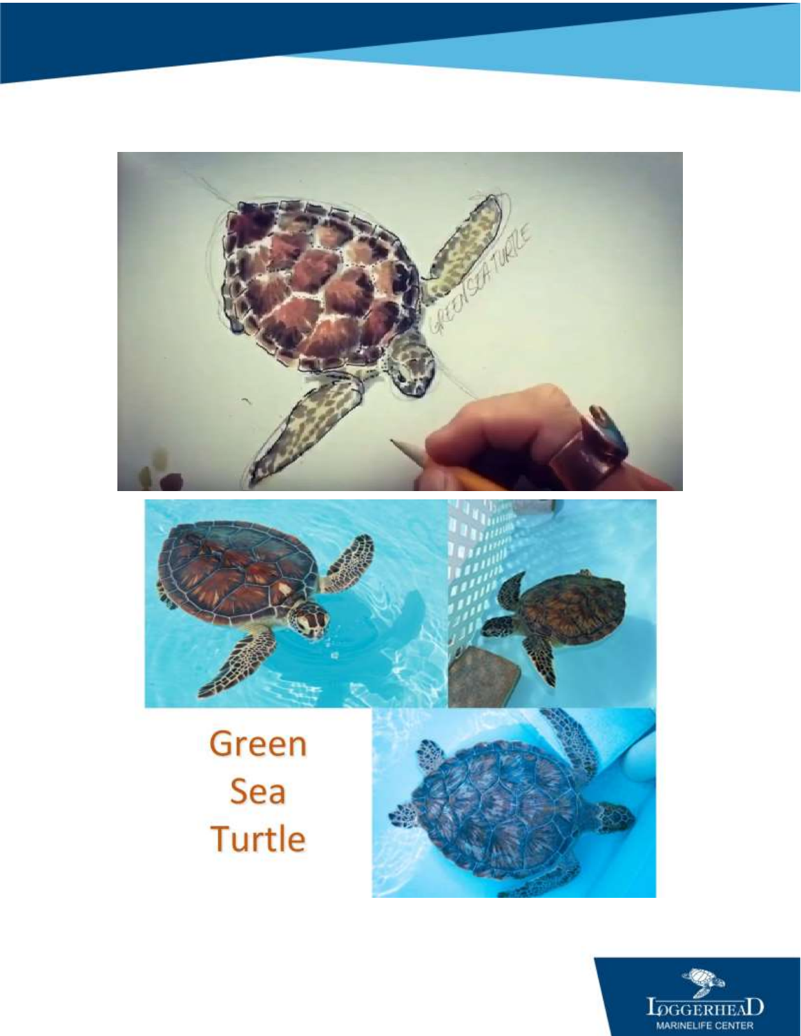Green
Sea
Turtle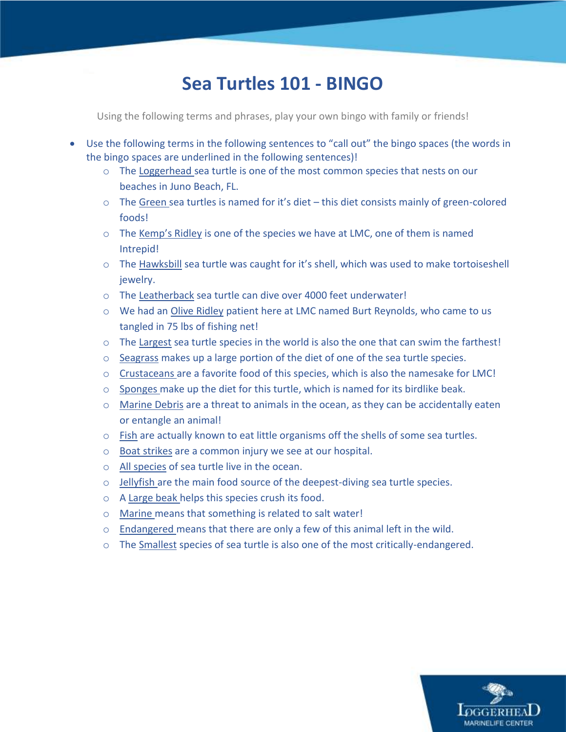# Sea Turtles 101 - BINGO

Using the following terms and phrases, play your own bingo with family or friends!

- Use the following terms in the following sentences to "call out" the bingo spaces (the words in the bingo spaces are underlined in the following sentences)!
  - The <u>Loggerhead</u> sea turtle is one of the most common species that nests on our beaches in Juno Beach, FL.
  - The <u>Green</u> sea turtles is named for it's diet – this diet consists mainly of green-colored foods!
  - The <u>Kemp's Ridley</u> is one of the species we have at LMC, one of them is named Intrepid!
  - The <u>Hawksbill</u> sea turtle was caught for it's shell, which was used to make tortoiseshell jewelry.
  - The <u>Leatherback</u> sea turtle can dive over 4000 feet underwater!
  - We had an <u>Olive Ridley</u> patient here at LMC named Burt Reynolds, who came to us tangled in 75 lbs of fishing net!
  - The <u>Largest</u> sea turtle species in the world is also the one that can swim the farthest!
  - <u>Seagrass</u> makes up a large portion of the diet of one of the sea turtle species.
  - <u>Crustaceans</u> are a favorite food of this species, which is also the namesake for LMC!
  - <u>Sponges</u> make up the diet for this turtle, which is named for its birdlike beak.
  - <u>Marine Debris</u> are a threat to animals in the ocean, as they can be accidentally eaten or entangle an animal!
  - <u>Fish</u> are actually known to eat little organisms off the shells of some sea turtles.
  - <u>Boat strikes</u> are a common injury we see at our hospital.
  - <u>All species</u> of sea turtle live in the ocean.
  - <u>Jellyfish</u> are the main food source of the deepest-diving sea turtle species.
  - A <u>Large beak</u> helps this species crush its food.
  - <u>Marine</u> means that something is related to salt water!
  - <u>Endangered</u> means that there are only a few of this animal left in the wild.
  - The <u>Smallest</u> species of sea turtle is also one of the most critically-endangered.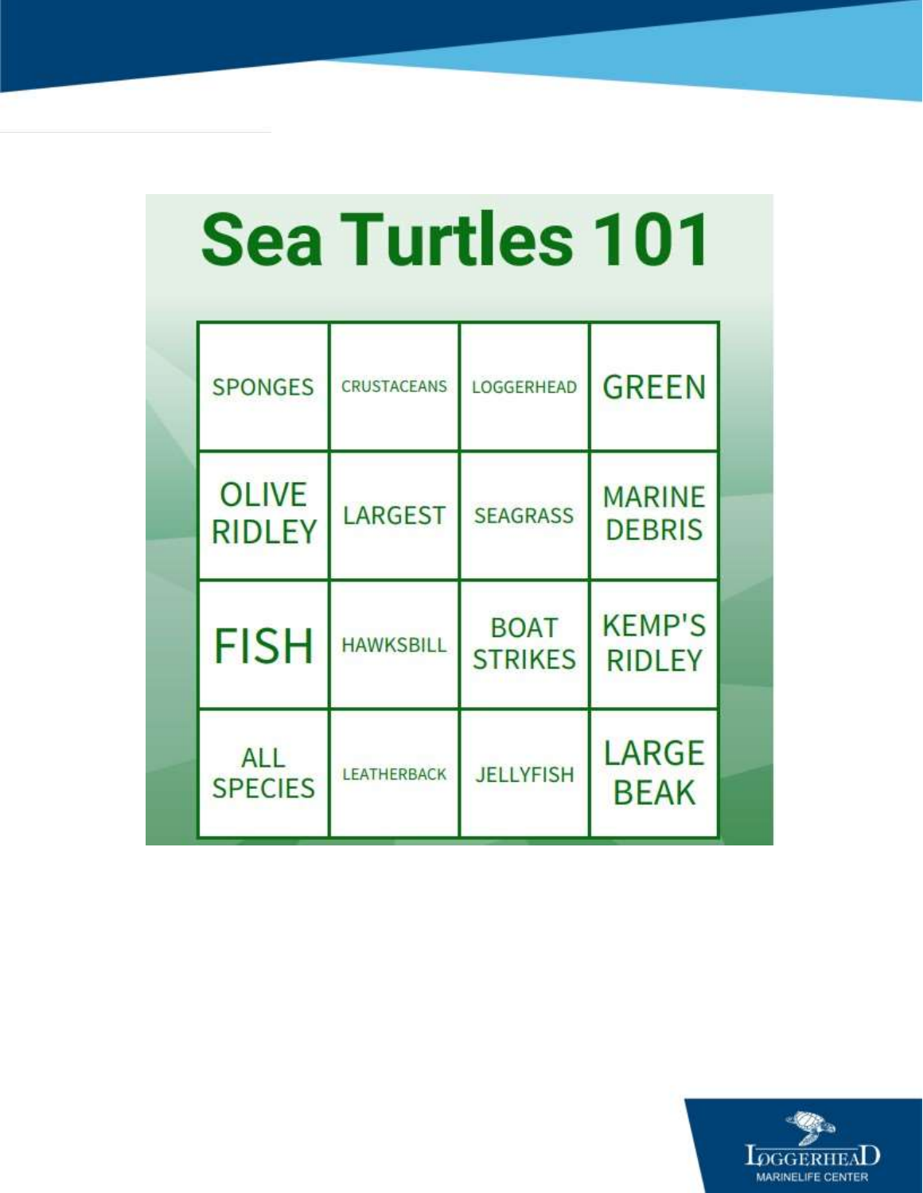# Sea Turtles 101

| SPONGES | CRUSTACEANS | LOGGERHEAD | GREEN |
| --- | --- | --- | --- |
| OLIVE RIDLEY | LARGEST | SEAGRASS | MARINE DEBRIS |
| FISH | HAWKSBILL | BOAT STRIKES | KEMP'S RIDLEY |
| ALL SPECIES | LEATHERBACK | JELLYFISH | LARGE BEAK |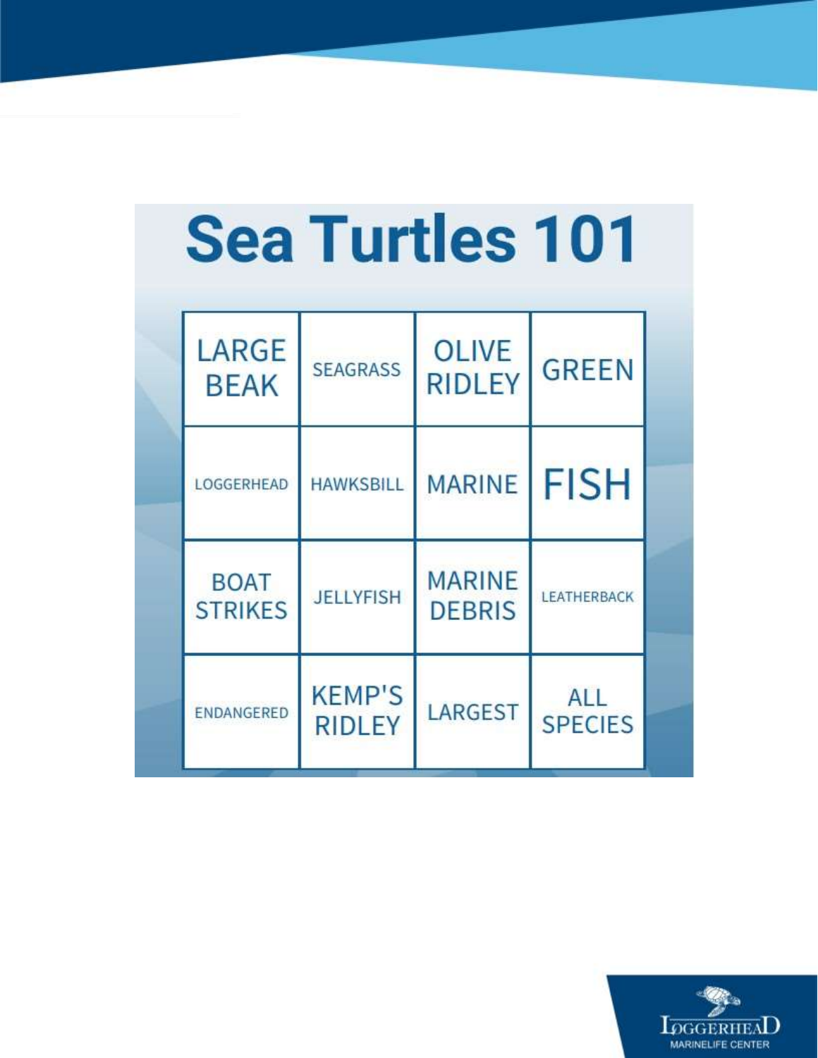# Sea Turtles 101

| | | | |
|---|---|---|---|
| LARGE BEAK | SEAGRASS | OLIVE RIDLEY | GREEN |
| LOGGERHEAD | HAWKSBILL | MARINE | FISH |
| BOAT STRIKES | JELLYFISH | MARINE DEBRIS | LEATHERBACK |
| ENDANGERED | KEMP'S RIDLEY | LARGEST | ALL SPECIES |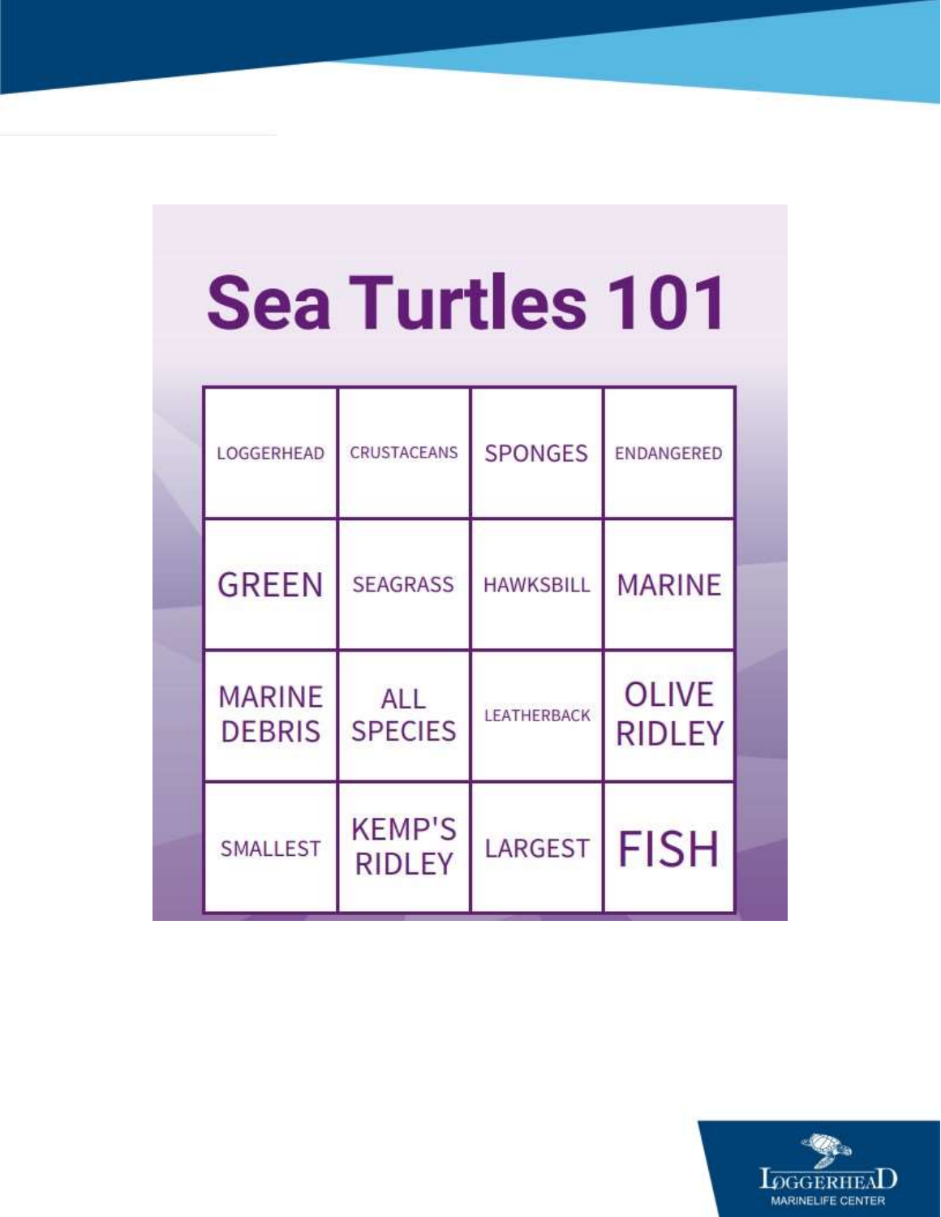# Sea Turtles 101

| | | | |
|---|---|---|---|
| LOGGERHEAD | CRUSTACEANS | SPONGES | ENDANGERED |
| GREEN | SEAGRASS | HAWKSBILL | MARINE |
| MARINE DEBRIS | ALL SPECIES | LEATHERBACK | OLIVE RIDLEY |
| SMALLEST | KEMP'S RIDLEY | LARGEST | FISH |